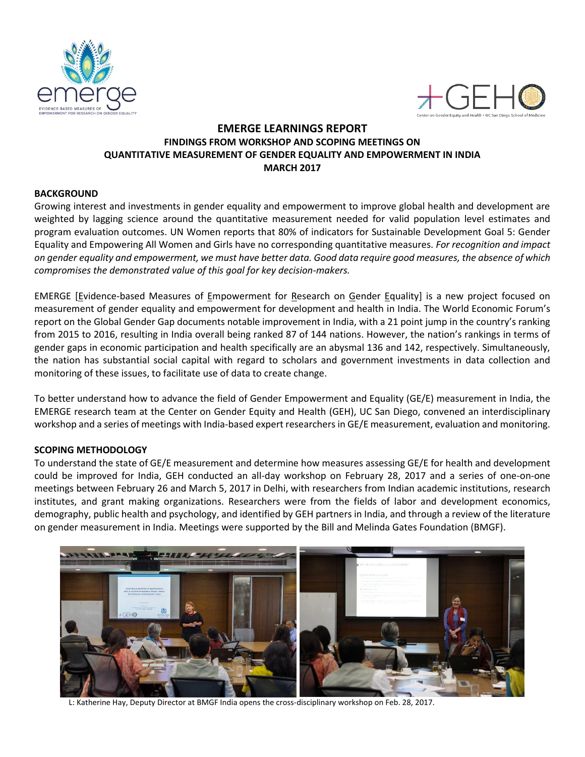# EMERGE LEARNINGS REPORT

## FINDINGS FROM WORKSHOP AND SCOPING MEETINGS ON QUANTITATIVE MEASUREMENT OF GENDER EQUALITY AND EMPOWERMENT IN INDIA

## MARCH 2017

### BACKGROUND

Growing interest and investments in gender equality and empowerment to improve global health and development are weighted by lagging science around the quantitative measurement needed for valid population level estimates and program evaluation outcomes. UN Women reports that 80% of indicators for Sustainable Development Goal 5: Gender Equality and Empowering All Women and Girls have no corresponding quantitative measures. *For recognition and impact on gender equality and empowerment, we must have better data. Good data require good measures, the absence of which compromises the demonstrated value of this goal for key decision-makers.*

EMERGE [Evidence-based Measures of Empowerment for Research on Gender Equality] is a new project focused on measurement of gender equality and empowerment for development and health in India. The World Economic Forum's report on the Global Gender Gap documents notable improvement in India, with a 21 point jump in the country's ranking from 2015 to 2016, resulting in India overall being ranked 87 of 144 nations. However, the nation's rankings in terms of gender gaps in economic participation and health specifically are an abysmal 136 and 142, respectively. Simultaneously, the nation has substantial social capital with regard to scholars and government investments in data collection and monitoring of these issues, to facilitate use of data to create change.

To better understand how to advance the field of Gender Empowerment and Equality (GE/E) measurement in India, the EMERGE research team at the Center on Gender Equity and Health (GEH), UC San Diego, convened an interdisciplinary workshop and a series of meetings with India-based expert researchers in GE/E measurement, evaluation and monitoring.

### SCOPING METHODOLOGY

To understand the state of GE/E measurement and determine how measures assessing GE/E for health and development could be improved for India, GEH conducted an all-day workshop on February 28, 2017 and a series of one-on-one meetings between February 26 and March 5, 2017 in Delhi, with researchers from Indian academic institutions, research institutes, and grant making organizations. Researchers were from the fields of labor and development economics, demography, public health and psychology, and identified by GEH partners in India, and through a review of the literature on gender measurement in India. Meetings were supported by the Bill and Melinda Gates Foundation (BMGF).

L: Katherine Hay, Deputy Director at BMGF India opens the cross-disciplinary workshop on Feb. 28, 2017.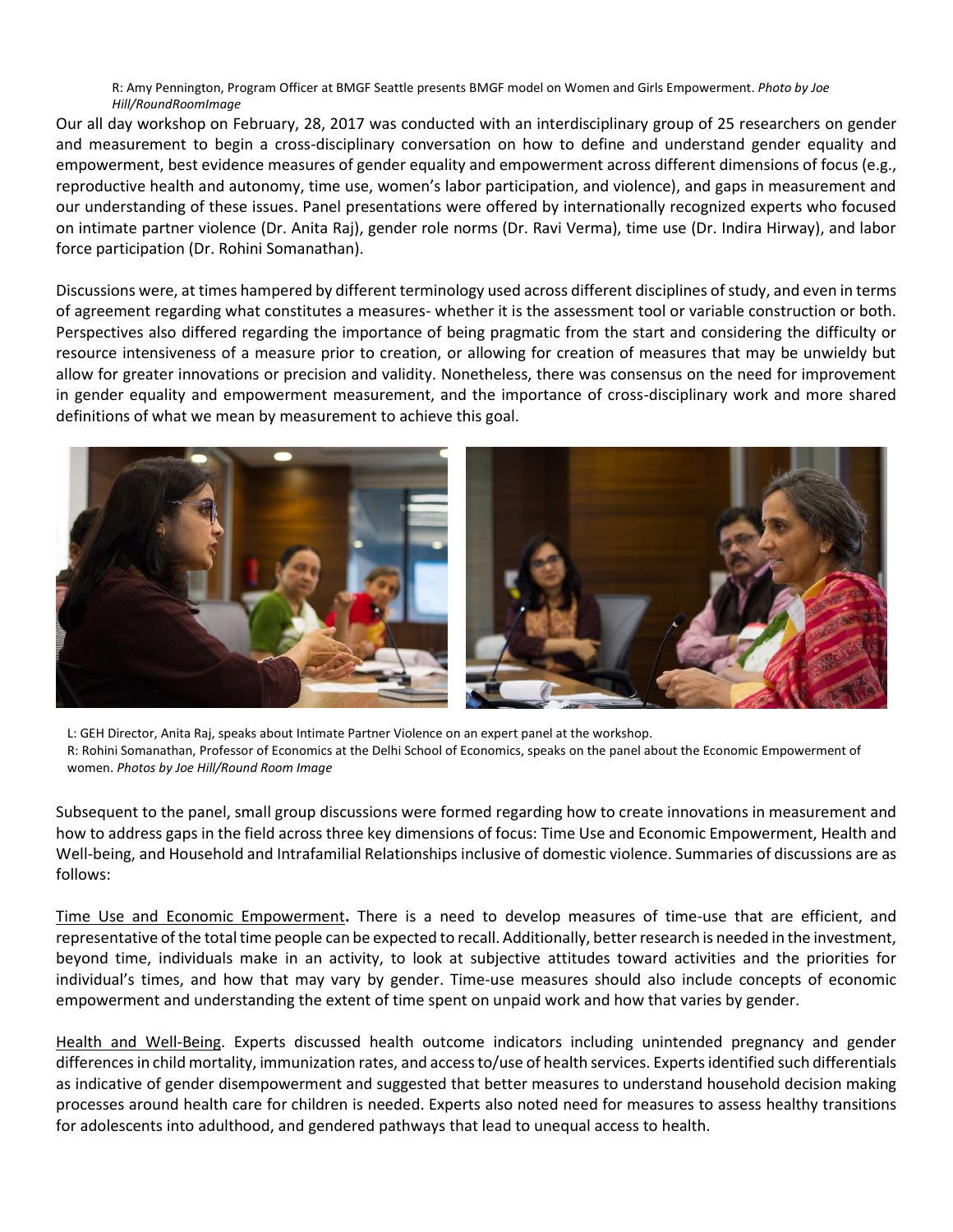R: Amy Pennington, Program Officer at BMGF Seattle presents BMGF model on Women and Girls Empowerment. *Photo by Joe Hill/RoundRoomImage*

Our all day workshop on February, 28, 2017 was conducted with an interdisciplinary group of 25 researchers on gender and measurement to begin a cross-disciplinary conversation on how to define and understand gender equality and empowerment, best evidence measures of gender equality and empowerment across different dimensions of focus (e.g., reproductive health and autonomy, time use, women's labor participation, and violence), and gaps in measurement and our understanding of these issues. Panel presentations were offered by internationally recognized experts who focused on intimate partner violence (Dr. Anita Raj), gender role norms (Dr. Ravi Verma), time use (Dr. Indira Hirway), and labor force participation (Dr. Rohini Somanathan).

Discussions were, at times hampered by different terminology used across different disciplines of study, and even in terms of agreement regarding what constitutes a measures- whether it is the assessment tool or variable construction or both. Perspectives also differed regarding the importance of being pragmatic from the start and considering the difficulty or resource intensiveness of a measure prior to creation, or allowing for creation of measures that may be unwieldy but allow for greater innovations or precision and validity. Nonetheless, there was consensus on the need for improvement in gender equality and empowerment measurement, and the importance of cross-disciplinary work and more shared definitions of what we mean by measurement to achieve this goal.

L: GEH Director, Anita Raj, speaks about Intimate Partner Violence on an expert panel at the workshop.
R: Rohini Somanathan, Professor of Economics at the Delhi School of Economics, speaks on the panel about the Economic Empowerment of women. *Photos by Joe Hill/Round Room Image*

Subsequent to the panel, small group discussions were formed regarding how to create innovations in measurement and how to address gaps in the field across three key dimensions of focus: Time Use and Economic Empowerment, Health and Well-being, and Household and Intrafamilial Relationships inclusive of domestic violence. Summaries of discussions are as follows:

<u>Time Use and Economic Empowerment</u>**.** There is a need to develop measures of time-use that are efficient, and representative of the total time people can be expected to recall. Additionally, better research is needed in the investment, beyond time, individuals make in an activity, to look at subjective attitudes toward activities and the priorities for individual's times, and how that may vary by gender. Time-use measures should also include concepts of economic empowerment and understanding the extent of time spent on unpaid work and how that varies by gender.

<u>Health and Well-Being</u>. Experts discussed health outcome indicators including unintended pregnancy and gender differences in child mortality, immunization rates, and access to/use of health services. Experts identified such differentials as indicative of gender disempowerment and suggested that better measures to understand household decision making processes around health care for children is needed. Experts also noted need for measures to assess healthy transitions for adolescents into adulthood, and gendered pathways that lead to unequal access to health.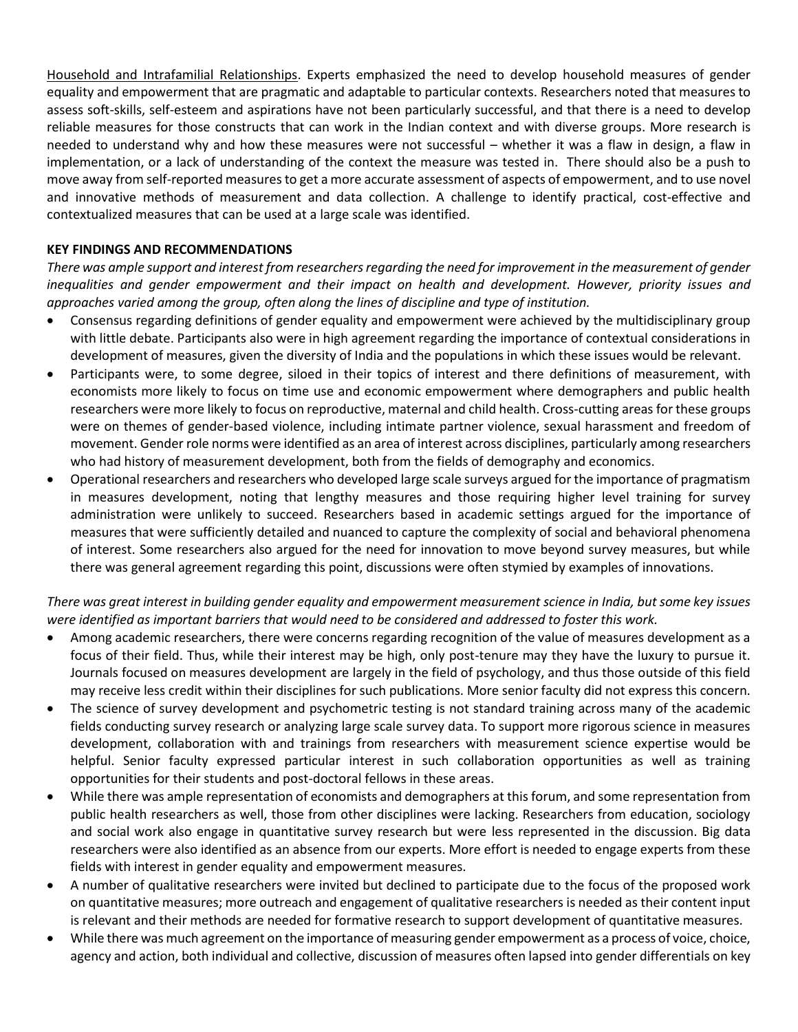<u>Household and Intrafamilial Relationships</u>. Experts emphasized the need to develop household measures of gender equality and empowerment that are pragmatic and adaptable to particular contexts. Researchers noted that measures to assess soft-skills, self-esteem and aspirations have not been particularly successful, and that there is a need to develop reliable measures for those constructs that can work in the Indian context and with diverse groups. More research is needed to understand why and how these measures were not successful – whether it was a flaw in design, a flaw in implementation, or a lack of understanding of the context the measure was tested in. There should also be a push to move away from self-reported measures to get a more accurate assessment of aspects of empowerment, and to use novel and innovative methods of measurement and data collection. A challenge to identify practical, cost-effective and contextualized measures that can be used at a large scale was identified.

**KEY FINDINGS AND RECOMMENDATIONS**

*There was ample support and interest from researchers regarding the need for improvement in the measurement of gender inequalities and gender empowerment and their impact on health and development. However, priority issues and approaches varied among the group, often along the lines of discipline and type of institution.*

- Consensus regarding definitions of gender equality and empowerment were achieved by the multidisciplinary group with little debate. Participants also were in high agreement regarding the importance of contextual considerations in development of measures, given the diversity of India and the populations in which these issues would be relevant.
- Participants were, to some degree, siloed in their topics of interest and there definitions of measurement, with economists more likely to focus on time use and economic empowerment where demographers and public health researchers were more likely to focus on reproductive, maternal and child health. Cross-cutting areas for these groups were on themes of gender-based violence, including intimate partner violence, sexual harassment and freedom of movement. Gender role norms were identified as an area of interest across disciplines, particularly among researchers who had history of measurement development, both from the fields of demography and economics.
- Operational researchers and researchers who developed large scale surveys argued for the importance of pragmatism in measures development, noting that lengthy measures and those requiring higher level training for survey administration were unlikely to succeed. Researchers based in academic settings argued for the importance of measures that were sufficiently detailed and nuanced to capture the complexity of social and behavioral phenomena of interest. Some researchers also argued for the need for innovation to move beyond survey measures, but while there was general agreement regarding this point, discussions were often stymied by examples of innovations.

*There was great interest in building gender equality and empowerment measurement science in India, but some key issues were identified as important barriers that would need to be considered and addressed to foster this work.*

- Among academic researchers, there were concerns regarding recognition of the value of measures development as a focus of their field. Thus, while their interest may be high, only post-tenure may they have the luxury to pursue it. Journals focused on measures development are largely in the field of psychology, and thus those outside of this field may receive less credit within their disciplines for such publications. More senior faculty did not express this concern.
- The science of survey development and psychometric testing is not standard training across many of the academic fields conducting survey research or analyzing large scale survey data. To support more rigorous science in measures development, collaboration with and trainings from researchers with measurement science expertise would be helpful. Senior faculty expressed particular interest in such collaboration opportunities as well as training opportunities for their students and post-doctoral fellows in these areas.
- While there was ample representation of economists and demographers at this forum, and some representation from public health researchers as well, those from other disciplines were lacking. Researchers from education, sociology and social work also engage in quantitative survey research but were less represented in the discussion. Big data researchers were also identified as an absence from our experts. More effort is needed to engage experts from these fields with interest in gender equality and empowerment measures.
- A number of qualitative researchers were invited but declined to participate due to the focus of the proposed work on quantitative measures; more outreach and engagement of qualitative researchers is needed as their content input is relevant and their methods are needed for formative research to support development of quantitative measures.
- While there was much agreement on the importance of measuring gender empowerment as a process of voice, choice, agency and action, both individual and collective, discussion of measures often lapsed into gender differentials on key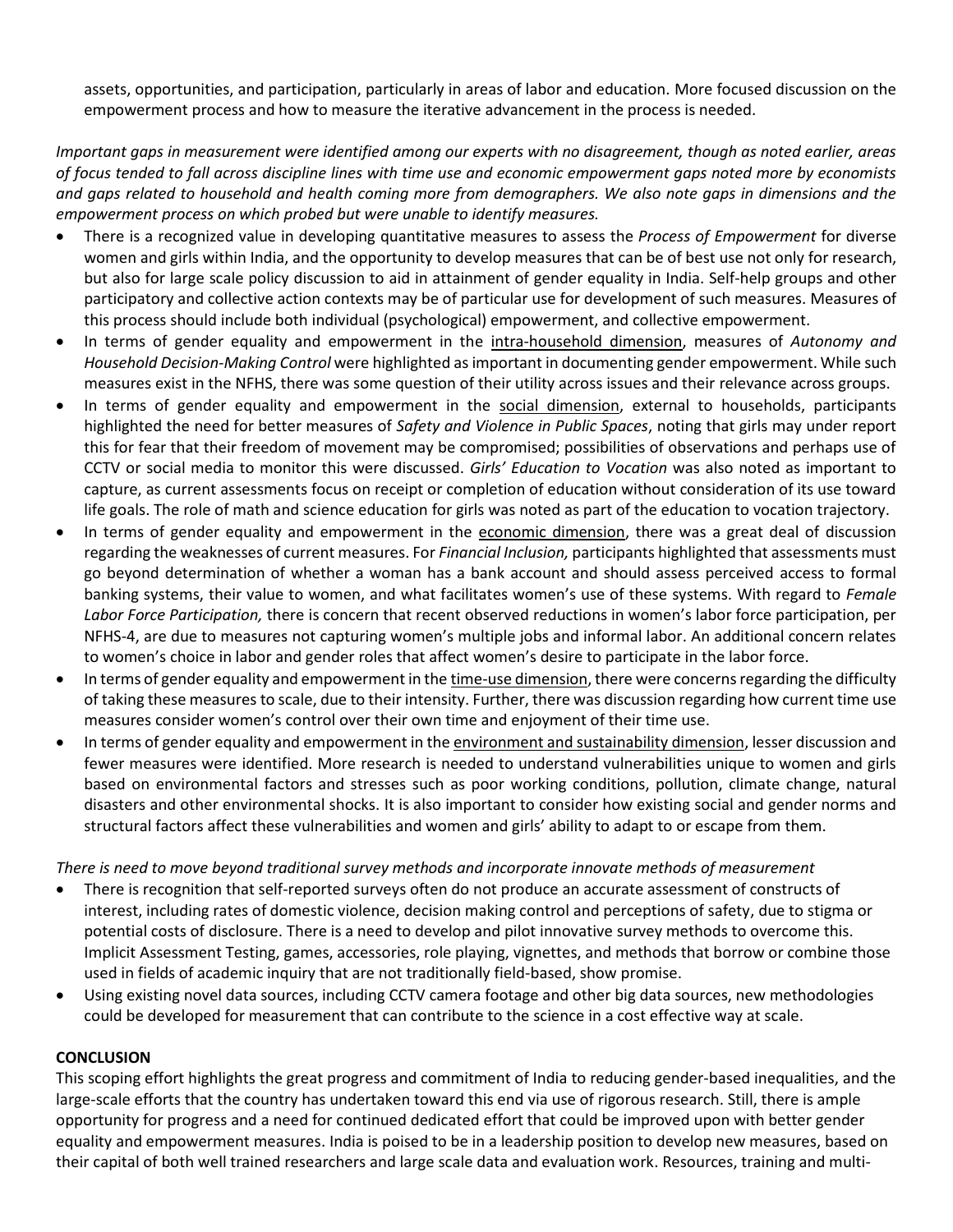assets, opportunities, and participation, particularly in areas of labor and education. More focused discussion on the empowerment process and how to measure the iterative advancement in the process is needed.

*Important gaps in measurement were identified among our experts with no disagreement, though as noted earlier, areas of focus tended to fall across discipline lines with time use and economic empowerment gaps noted more by economists and gaps related to household and health coming more from demographers. We also note gaps in dimensions and the empowerment process on which probed but were unable to identify measures.*

- There is a recognized value in developing quantitative measures to assess the *Process of Empowerment* for diverse women and girls within India, and the opportunity to develop measures that can be of best use not only for research, but also for large scale policy discussion to aid in attainment of gender equality in India. Self-help groups and other participatory and collective action contexts may be of particular use for development of such measures. Measures of this process should include both individual (psychological) empowerment, and collective empowerment.
- In terms of gender equality and empowerment in the <u>intra-household dimension</u>, measures of *Autonomy and Household Decision-Making Control* were highlighted as important in documenting gender empowerment. While such measures exist in the NFHS, there was some question of their utility across issues and their relevance across groups.
- In terms of gender equality and empowerment in the <u>social dimension</u>, external to households, participants highlighted the need for better measures of *Safety and Violence in Public Spaces*, noting that girls may under report this for fear that their freedom of movement may be compromised; possibilities of observations and perhaps use of CCTV or social media to monitor this were discussed. *Girls' Education to Vocation* was also noted as important to capture, as current assessments focus on receipt or completion of education without consideration of its use toward life goals. The role of math and science education for girls was noted as part of the education to vocation trajectory.
- In terms of gender equality and empowerment in the <u>economic dimension</u>, there was a great deal of discussion regarding the weaknesses of current measures. For *Financial Inclusion,* participants highlighted that assessments must go beyond determination of whether a woman has a bank account and should assess perceived access to formal banking systems, their value to women, and what facilitates women's use of these systems. With regard to *Female Labor Force Participation,* there is concern that recent observed reductions in women's labor force participation, per NFHS-4, are due to measures not capturing women's multiple jobs and informal labor. An additional concern relates to women's choice in labor and gender roles that affect women's desire to participate in the labor force.
- In terms of gender equality and empowerment in the <u>time-use dimension</u>, there were concerns regarding the difficulty of taking these measures to scale, due to their intensity. Further, there was discussion regarding how current time use measures consider women's control over their own time and enjoyment of their time use.
- In terms of gender equality and empowerment in the <u>environment and sustainability dimension</u>, lesser discussion and fewer measures were identified. More research is needed to understand vulnerabilities unique to women and girls based on environmental factors and stresses such as poor working conditions, pollution, climate change, natural disasters and other environmental shocks. It is also important to consider how existing social and gender norms and structural factors affect these vulnerabilities and women and girls' ability to adapt to or escape from them.

*There is need to move beyond traditional survey methods and incorporate innovate methods of measurement*

- There is recognition that self-reported surveys often do not produce an accurate assessment of constructs of interest, including rates of domestic violence, decision making control and perceptions of safety, due to stigma or potential costs of disclosure. There is a need to develop and pilot innovative survey methods to overcome this. Implicit Assessment Testing, games, accessories, role playing, vignettes, and methods that borrow or combine those used in fields of academic inquiry that are not traditionally field-based, show promise.
- Using existing novel data sources, including CCTV camera footage and other big data sources, new methodologies could be developed for measurement that can contribute to the science in a cost effective way at scale.

**CONCLUSION**

This scoping effort highlights the great progress and commitment of India to reducing gender-based inequalities, and the large-scale efforts that the country has undertaken toward this end via use of rigorous research. Still, there is ample opportunity for progress and a need for continued dedicated effort that could be improved upon with better gender equality and empowerment measures. India is poised to be in a leadership position to develop new measures, based on their capital of both well trained researchers and large scale data and evaluation work. Resources, training and multi-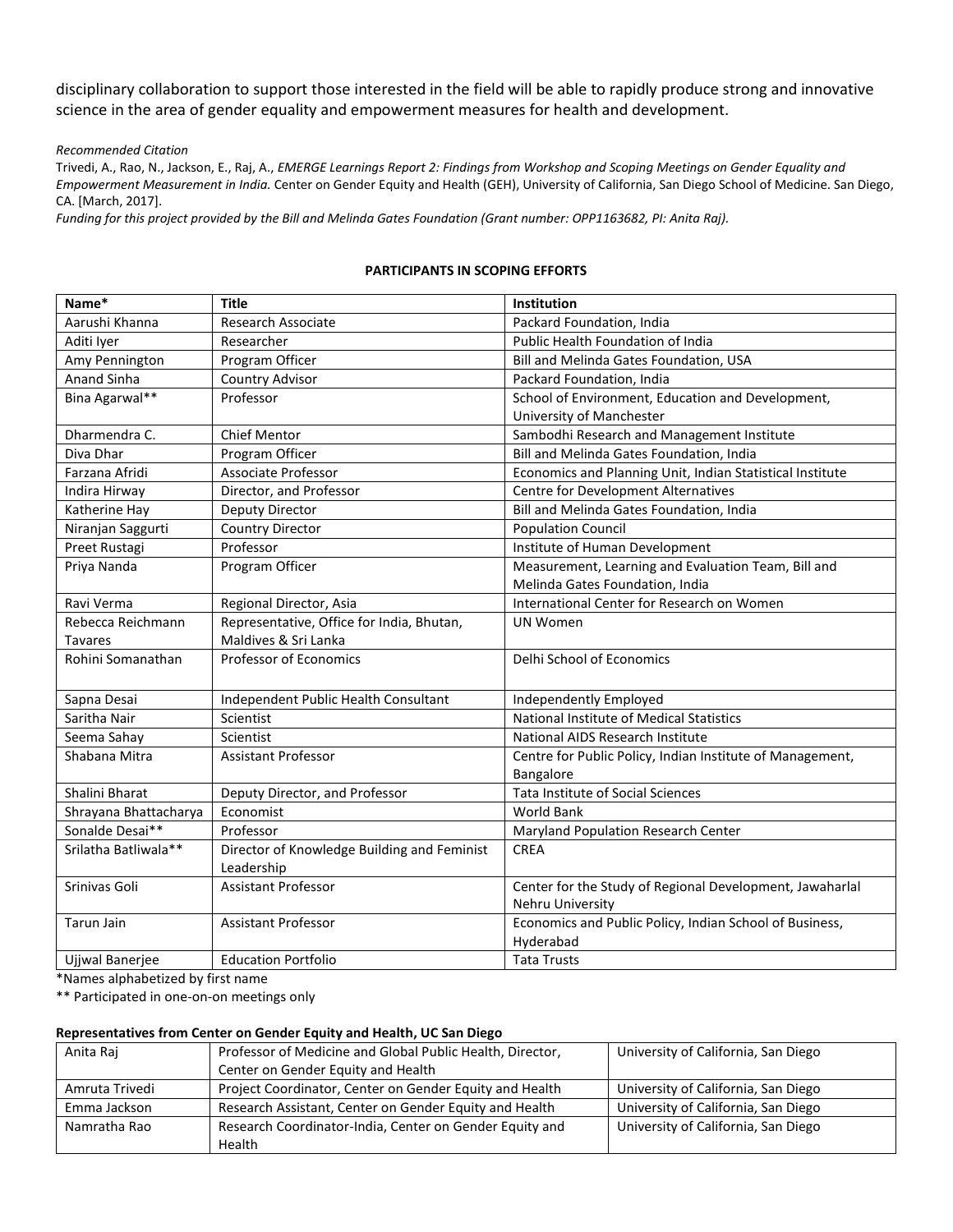disciplinary collaboration to support those interested in the field will be able to rapidly produce strong and innovative science in the area of gender equality and empowerment measures for health and development.

*Recommended Citation*

Trivedi, A., Rao, N., Jackson, E., Raj, A., *EMERGE Learnings Report 2: Findings from Workshop and Scoping Meetings on Gender Equality and Empowerment Measurement in India.* Center on Gender Equity and Health (GEH), University of California, San Diego School of Medicine. San Diego, CA. [March, 2017].

*Funding for this project provided by the Bill and Melinda Gates Foundation (Grant number: OPP1163682, PI: Anita Raj).*

**PARTICIPANTS IN SCOPING EFFORTS**

| Name* | Title | Institution |
|---|---|---|
| Aarushi Khanna | Research Associate | Packard Foundation, India |
| Aditi Iyer | Researcher | Public Health Foundation of India |
| Amy Pennington | Program Officer | Bill and Melinda Gates Foundation, USA |
| Anand Sinha | Country Advisor | Packard Foundation, India |
| Bina Agarwal** | Professor | School of Environment, Education and Development, University of Manchester |
| Dharmendra C. | Chief Mentor | Sambodhi Research and Management Institute |
| Diva Dhar | Program Officer | Bill and Melinda Gates Foundation, India |
| Farzana Afridi | Associate Professor | Economics and Planning Unit, Indian Statistical Institute |
| Indira Hirway | Director, and Professor | Centre for Development Alternatives |
| Katherine Hay | Deputy Director | Bill and Melinda Gates Foundation, India |
| Niranjan Saggurti | Country Director | Population Council |
| Preet Rustagi | Professor | Institute of Human Development |
| Priya Nanda | Program Officer | Measurement, Learning and Evaluation Team, Bill and Melinda Gates Foundation, India |
| Ravi Verma | Regional Director, Asia | International Center for Research on Women |
| Rebecca Reichmann Tavares | Representative, Office for India, Bhutan, Maldives & Sri Lanka | UN Women |
| Rohini Somanathan | Professor of Economics | Delhi School of Economics |
| Sapna Desai | Independent Public Health Consultant | Independently Employed |
| Saritha Nair | Scientist | National Institute of Medical Statistics |
| Seema Sahay | Scientist | National AIDS Research Institute |
| Shabana Mitra | Assistant Professor | Centre for Public Policy, Indian Institute of Management, Bangalore |
| Shalini Bharat | Deputy Director, and Professor | Tata Institute of Social Sciences |
| Shrayana Bhattacharya | Economist | World Bank |
| Sonalde Desai** | Professor | Maryland Population Research Center |
| Srilatha Batliwala** | Director of Knowledge Building and Feminist Leadership | CREA |
| Srinivas Goli | Assistant Professor | Center for the Study of Regional Development, Jawaharlal Nehru University |
| Tarun Jain | Assistant Professor | Economics and Public Policy, Indian School of Business, Hyderabad |
| Ujjwal Banerjee | Education Portfolio | Tata Trusts |

*Names alphabetized by first name

** Participated in one-on-on meetings only

**Representatives from Center on Gender Equity and Health, UC San Diego**

| | | |
|---|---|---|
| Anita Raj | Professor of Medicine and Global Public Health, Director, Center on Gender Equity and Health | University of California, San Diego |
| Amruta Trivedi | Project Coordinator, Center on Gender Equity and Health | University of California, San Diego |
| Emma Jackson | Research Assistant, Center on Gender Equity and Health | University of California, San Diego |
| Namratha Rao | Research Coordinator-India, Center on Gender Equity and Health | University of California, San Diego |